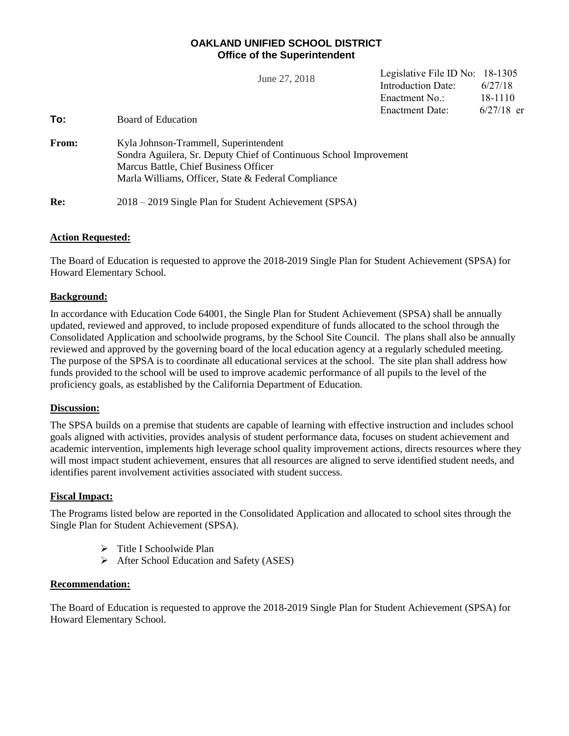**OAKLAND UNIFIED SCHOOL DISTRICT**
**Office of the Superintendent**

June 27, 2018

Legislative File ID No: 18-1305
Introduction Date: 6/27/18
Enactment No.: 18-1110
Enactment Date: 6/27/18 er

**To:** Board of Education

**From:** Kyla Johnson-Trammell, Superintendent
Sondra Aguilera, Sr. Deputy Chief of Continuous School Improvement
Marcus Battle, Chief Business Officer
Marla Williams, Officer, State & Federal Compliance

**Re:** 2018 – 2019 Single Plan for Student Achievement (SPSA)

**Action Requested:**

The Board of Education is requested to approve the 2018-2019 Single Plan for Student Achievement (SPSA) for Howard Elementary School.

**Background:**

In accordance with Education Code 64001, the Single Plan for Student Achievement (SPSA) shall be annually updated, reviewed and approved, to include proposed expenditure of funds allocated to the school through the Consolidated Application and schoolwide programs, by the School Site Council. The plans shall also be annually reviewed and approved by the governing board of the local education agency at a regularly scheduled meeting. The purpose of the SPSA is to coordinate all educational services at the school. The site plan shall address how funds provided to the school will be used to improve academic performance of all pupils to the level of the proficiency goals, as established by the California Department of Education.

**Discussion:**

The SPSA builds on a premise that students are capable of learning with effective instruction and includes school goals aligned with activities, provides analysis of student performance data, focuses on student achievement and academic intervention, implements high leverage school quality improvement actions, directs resources where they will most impact student achievement, ensures that all resources are aligned to serve identified student needs, and identifies parent involvement activities associated with student success.

**Fiscal Impact:**

The Programs listed below are reported in the Consolidated Application and allocated to school sites through the Single Plan for Student Achievement (SPSA).

- Title I Schoolwide Plan
- After School Education and Safety (ASES)

**Recommendation:**

The Board of Education is requested to approve the 2018-2019 Single Plan for Student Achievement (SPSA) for Howard Elementary School.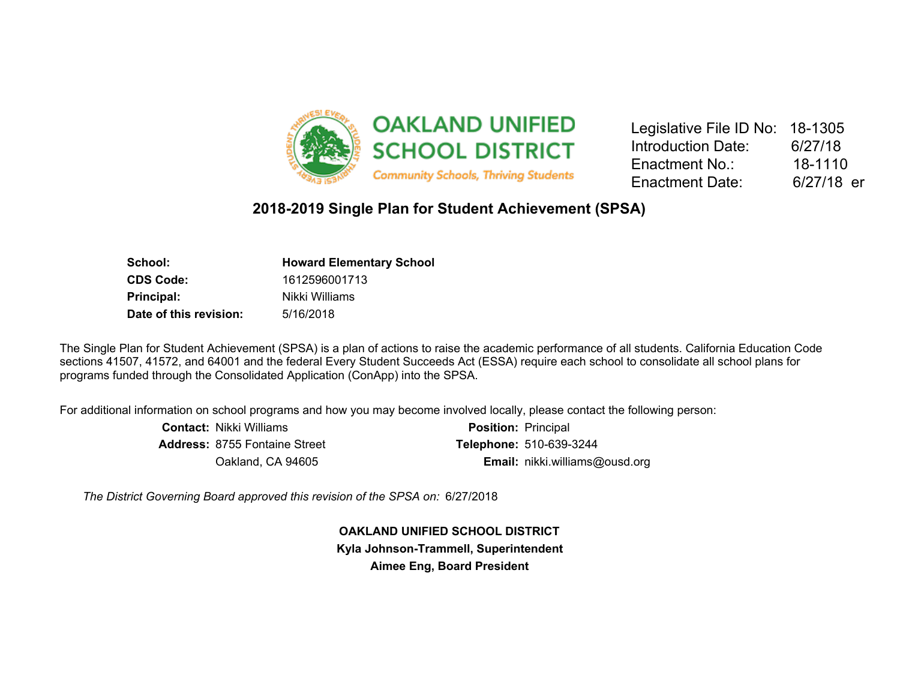OAKLAND UNIFIED SCHOOL DISTRICT

Community Schools, Thriving Students

Legislative File ID No: 18-1305
Introduction Date: 6/27/18
Enactment No.: 18-1110
Enactment Date: 6/27/18 er

# 2018-2019 Single Plan for Student Achievement (SPSA)

| | |
|---|---|
| **School:** | **Howard Elementary School** |
| **CDS Code:** | 1612596001713 |
| **Principal:** | Nikki Williams |
| **Date of this revision:** | 5/16/2018 |

The Single Plan for Student Achievement (SPSA) is a plan of actions to raise the academic performance of all students. California Education Code sections 41507, 41572, and 64001 and the federal Every Student Succeeds Act (ESSA) require each school to consolidate all school plans for programs funded through the Consolidated Application (ConApp) into the SPSA.

For additional information on school programs and how you may become involved locally, please contact the following person:

| | | | |
|---|---|---|---|
| **Contact:** | Nikki Williams | **Position:** | Principal |
| **Address:** | 8755 Fontaine Street | **Telephone:** | 510-639-3244 |
| | Oakland, CA 94605 | **Email:** | nikki.williams@ousd.org |

*The District Governing Board approved this revision of the SPSA on:* 6/27/2018

**OAKLAND UNIFIED SCHOOL DISTRICT**
**Kyla Johnson-Trammell, Superintendent**
**Aimee Eng, Board President**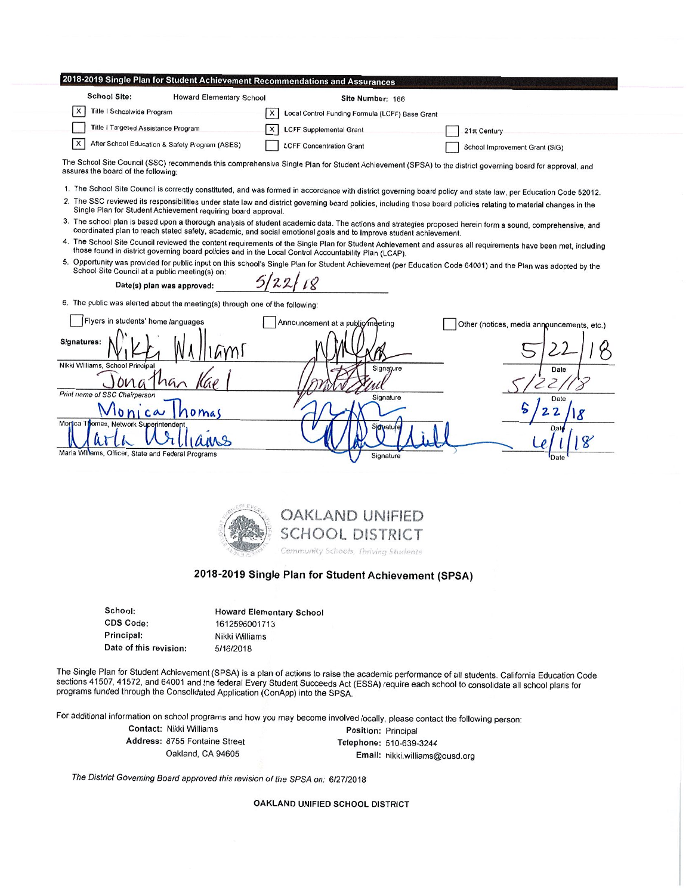## 2018-2019 Single Plan for Student Achievement Recommendations and Assurances

**School Site:** Howard Elementary School **Site Number:** 166

- [X] Title I Schoolwide Program
- [ ] Title I Targeted Assistance Program
- [X] After School Education & Safety Program (ASES)
- [X] Local Control Funding Formula (LCFF) Base Grant
- [X] LCFF Supplemental Grant
- [ ] LCFF Concentration Grant
- [ ] 21st Century
- [ ] School Improvement Grant (SIG)

The School Site Council (SSC) recommends this comprehensive Single Plan for Student Achievement (SPSA) to the district governing board for approval, and assures the board of the following:

1. The School Site Council is correctly constituted, and was formed in accordance with district governing board policy and state law, per Education Code 52012.
2. The SSC reviewed its responsibilities under state law and district governing board policies, including those board policies relating to material changes in the Single Plan for Student Achievement requiring board approval.
3. The school plan is based upon a thorough analysis of student academic data. The actions and strategies proposed herein form a sound, comprehensive, and coordinated plan to reach stated safety, academic, and social emotional goals and to improve student achievement.
4. The School Site Council reviewed the content requirements of the Single Plan for Student Achievement and assures all requirements have been met, including those found in district governing board policies and in the Local Control Accountability Plan (LCAP).
5. Opportunity was provided for public input on this school's Single Plan for Student Achievement (per Education Code 64001) and the Plan was adopted by the School Site Council at a public meeting(s) on:

   Date(s) plan was approved: 5/22/18

6. The public was alerted about the meeting(s) through one of the following:

- [ ] Flyers in students' home languages
- [ ] Announcement at a public meeting
- [ ] Other (notices, media announcements, etc.)

**Signatures:**

| Name | Signature | Date |
|---|---|---|
| Nikki Williams, School Principal | Signature | 5/22/18 |
| Jonathan Kael — Print name of SSC Chairperson | Signature | 5/22/18 |
| Monica Thomas, Network Superintendent | Signature | 5/22/18 |
| Marla Williams, Officer, State and Federal Programs | Signature | 6/1/18 |

OAKLAND UNIFIED SCHOOL DISTRICT

*Community Schools, Thriving Students*

## 2018-2019 Single Plan for Student Achievement (SPSA)

**School:** Howard Elementary School
**CDS Code:** 1612596001713
**Principal:** Nikki Williams
**Date of this revision:** 5/16/2018

The Single Plan for Student Achievement (SPSA) is a plan of actions to raise the academic performance of all students. California Education Code sections 41507, 41572, and 64001 and the federal Every Student Succeeds Act (ESSA) require each school to consolidate all school plans for programs funded through the Consolidated Application (ConApp) into the SPSA.

For additional information on school programs and how you may become involved locally, please contact the following person:

**Contact:** Nikki Williams
**Position:** Principal
**Address:** 8755 Fontaine Street, Oakland, CA 94605
**Telephone:** 510-639-3244
**Email:** nikki.williams@ousd.org

*The District Governing Board approved this revision of the SPSA on:* 6/27/2018

OAKLAND UNIFIED SCHOOL DISTRICT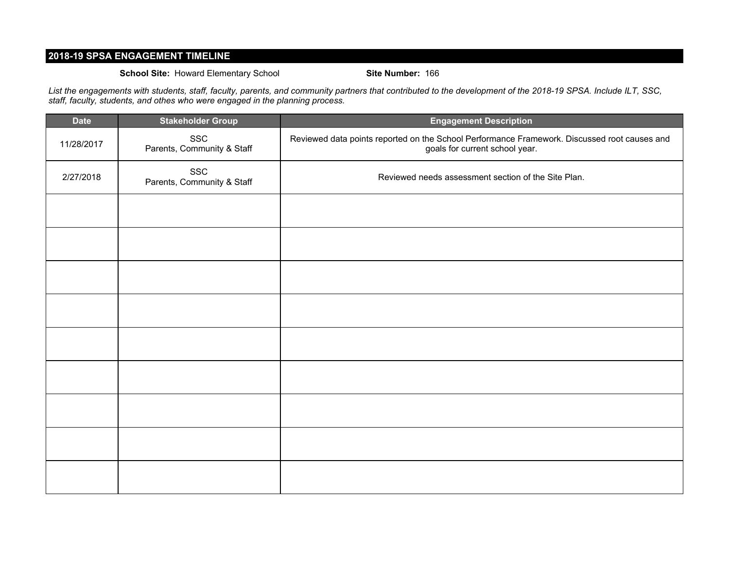## 2018-19 SPSA ENGAGEMENT TIMELINE

**School Site:** Howard Elementary School **Site Number:** 166

*List the engagements with students, staff, faculty, parents, and community partners that contributed to the development of the 2018-19 SPSA. Include ILT, SSC, staff, faculty, students, and othes who were engaged in the planning process.*

| Date | Stakeholder Group | Engagement Description |
|---|---|---|
| 11/28/2017 | SSC Parents, Community & Staff | Reviewed data points reported on the School Performance Framework. Discussed root causes and goals for current school year. |
| 2/27/2018 | SSC Parents, Community & Staff | Reviewed needs assessment section of the Site Plan. |
| | | |
| | | |
| | | |
| | | |
| | | |
| | | |
| | | |
| | | |
| | | |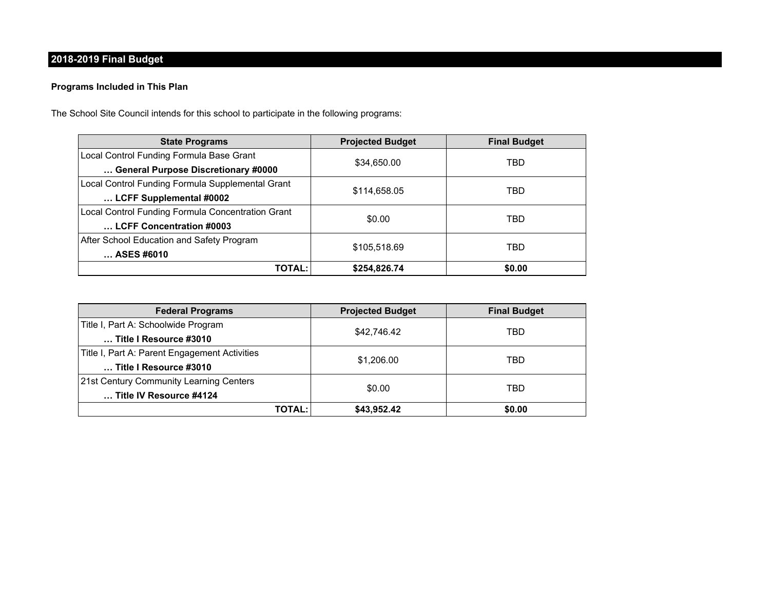## 2018-2019 Final Budget

**Programs Included in This Plan**

The School Site Council intends for this school to participate in the following programs:

| State Programs | Projected Budget | Final Budget |
|---|---|---|
| Local Control Funding Formula Base Grant<br>**… General Purpose Discretionary #0000** | $34,650.00 | TBD |
| Local Control Funding Formula Supplemental Grant<br>**… LCFF Supplemental #0002** | $114,658.05 | TBD |
| Local Control Funding Formula Concentration Grant<br>**… LCFF Concentration #0003** | $0.00 | TBD |
| After School Education and Safety Program<br>**… ASES #6010** | $105,518.69 | TBD |
| **TOTAL:** | **$254,826.74** | **$0.00** |

| Federal Programs | Projected Budget | Final Budget |
|---|---|---|
| Title I, Part A: Schoolwide Program<br>**… Title I Resource #3010** | $42,746.42 | TBD |
| Title I, Part A: Parent Engagement Activities<br>**… Title I Resource #3010** | $1,206.00 | TBD |
| 21st Century Community Learning Centers<br>**… Title IV Resource #4124** | $0.00 | TBD |
| **TOTAL:** | **$43,952.42** | **$0.00** |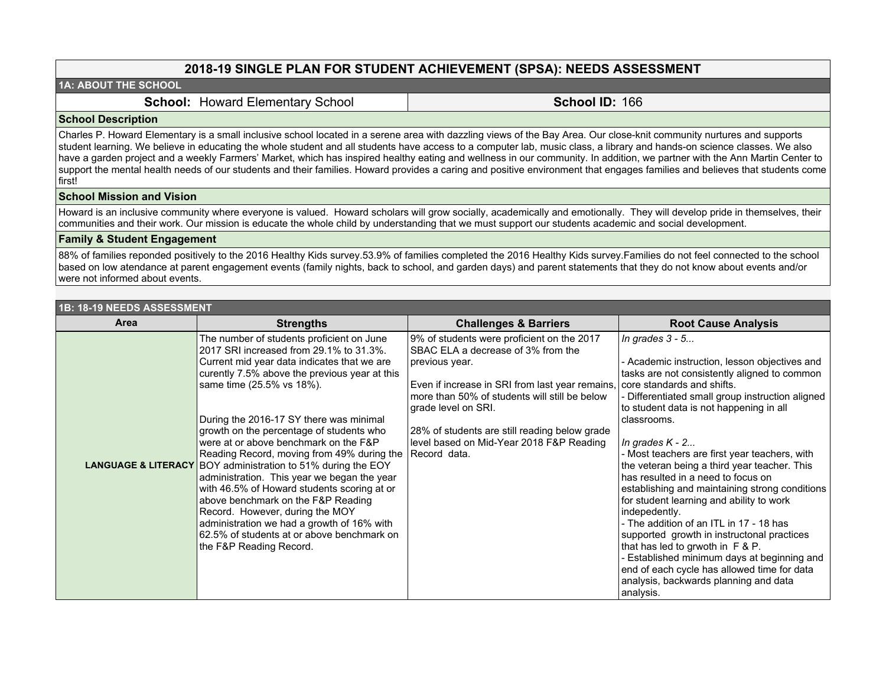# 2018-19 SINGLE PLAN FOR STUDENT ACHIEVEMENT (SPSA): NEEDS ASSESSMENT

## 1A: ABOUT THE SCHOOL

**School:** Howard Elementary School

**School ID:** 166

### School Description

Charles P. Howard Elementary is a small inclusive school located in a serene area with dazzling views of the Bay Area. Our close-knit community nurtures and supports student learning. We believe in educating the whole student and all students have access to a computer lab, music class, a library and hands-on science classes. We also have a garden project and a weekly Farmers' Market, which has inspired healthy eating and wellness in our community. In addition, we partner with the Ann Martin Center to support the mental health needs of our students and their families. Howard provides a caring and positive environment that engages families and believes that students come first!

### School Mission and Vision

Howard is an inclusive community where everyone is valued. Howard scholars will grow socially, academically and emotionally. They will develop pride in themselves, their communities and their work. Our mission is educate the whole child by understanding that we must support our students academic and social development.

### Family & Student Engagement

88% of families reponded positively to the 2016 Healthy Kids survey.53.9% of families completed the 2016 Healthy Kids survey.Families do not feel connected to the school based on low atendance at parent engagement events (family nights, back to school, and garden days) and parent statements that they do not know about events and/or were not informed about events.

## 1B: 18-19 NEEDS ASSESSMENT

| Area | Strengths | Challenges & Barriers | Root Cause Analysis |
|---|---|---|---|
| LANGUAGE & LITERACY | The number of students proficient on June 2017 SRI increased from 29.1% to 31.3%. Current mid year data indicates that we are curently 7.5% above the previous year at this same time (25.5% vs 18%).<br><br>During the 2016-17 SY there was minimal growth on the percentage of students who were at or above benchmark on the F&P Reading Record, moving from 49% during the BOY administration to 51% during the EOY administration. This year we began the year with 46.5% of Howard students scoring at or above benchmark on the F&P Reading Record. However, during the MOY administration we had a growth of 16% with 62.5% of students at or above benchmark on the F&P Reading Record. | 9% of students were proficient on the 2017 SBAC ELA a decrease of 3% from the previous year.<br><br>Even if increase in SRI from last year remains, more than 50% of students will still be below grade level on SRI.<br><br>28% of students are still reading below grade level based on Mid-Year 2018 F&P Reading Record data. | *In grades 3 - 5...*<br><br>- Academic instruction, lesson objectives and tasks are not consistently aligned to common core standards and shifts.<br>- Differentiated small group instruction aligned to student data is not happening in all classrooms.<br><br>*In grades K - 2...*<br>- Most teachers are first year teachers, with the veteran being a third year teacher. This has resulted in a need to focus on establishing and maintaining strong conditions for student learning and ability to work indepedently.<br>- The addition of an ITL in 17 - 18 has supported growth in instructonal practices that has led to grwoth in F & P.<br>- Established minimum days at beginning and end of each cycle has allowed time for data analysis, backwards planning and data analysis. |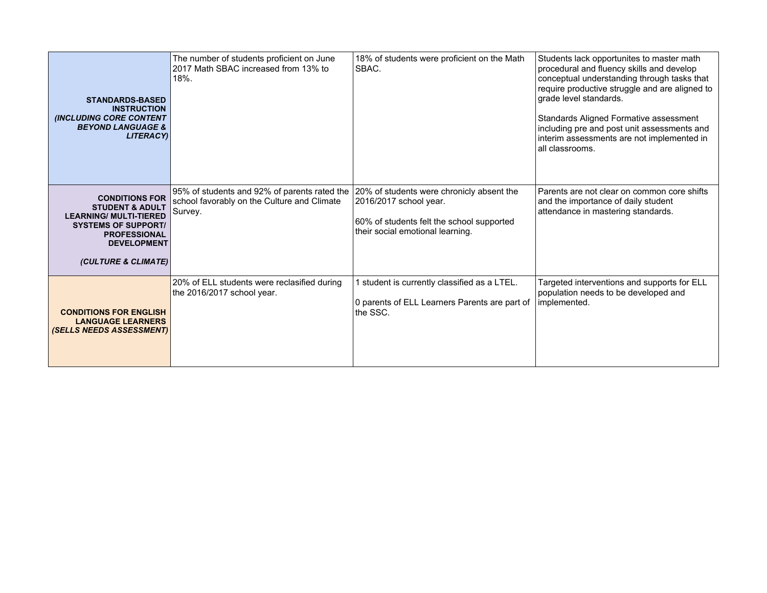| | | | |
|---|---|---|---|
| **STANDARDS-BASED INSTRUCTION** ***(INCLUDING CORE CONTENT BEYOND LANGUAGE & LITERACY)*** | The number of students proficient on June 2017 Math SBAC increased from 13% to 18%. | 18% of students were proficient on the Math SBAC. | Students lack opportunites to master math procedural and fluency skills and develop conceptual understanding through tasks that require productive struggle and are aligned to grade level standards.<br><br>Standards Aligned Formative assessment including pre and post unit assessments and interim assessments are not implemented in all classrooms. |
| **CONDITIONS FOR STUDENT & ADULT LEARNING/ MULTI-TIERED SYSTEMS OF SUPPORT/ PROFESSIONAL DEVELOPMENT**<br><br>***(CULTURE & CLIMATE)*** | 95% of students and 92% of parents rated the school favorably on the Culture and Climate Survey. | 20% of students were chronicly absent the 2016/2017 school year.<br><br>60% of students felt the school supported their social emotional learning. | Parents are not clear on common core shifts and the importance of daily student attendance in mastering standards. |
| **CONDITIONS FOR ENGLISH LANGUAGE LEARNERS** ***(SELLS NEEDS ASSESSMENT)*** | 20% of ELL students were reclasified during the 2016/2017 school year. | 1 student is currently classified as a LTEL.<br><br>0 parents of ELL Learners Parents are part of the SSC. | Targeted interventions and supports for ELL population needs to be developed and implemented. |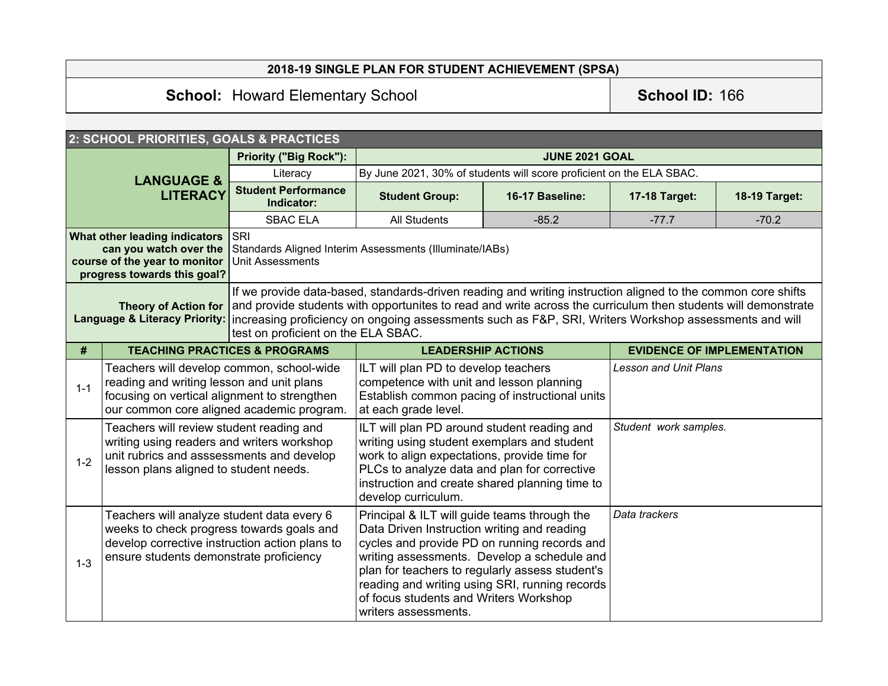| 2018-19 SINGLE PLAN FOR STUDENT ACHIEVEMENT (SPSA) | |
|---|---|
| **School:** Howard Elementary School | **School ID:** 166 |

## 2: SCHOOL PRIORITIES, GOALS & PRACTICES

| **LANGUAGE & LITERACY** | **Priority ("Big Rock"):** | **JUNE 2021 GOAL** | | | |
|---|---|---|---|---|---|
| | Literacy | By June 2021, 30% of students will score proficient on the ELA SBAC. | | | |
| | **Student Performance Indicator:** | **Student Group:** | **16-17 Baseline:** | **17-18 Target:** | **18-19 Target:** |
| | SBAC ELA | All Students | -85.2 | -77.7 | -70.2 |

| | |
|---|---|
| **What other leading indicators can you watch over the course of the year to monitor progress towards this goal?** | SRI<br>Standards Aligned Interim Assessments (Illuminate/IABs)<br>Unit Assessments |
| **Theory of Action for Language & Literacy Priority:** | If we provide data-based, standards-driven reading and writing instruction aligned to the common core shifts and provide students with opportunites to read and write across the curriculum then students will demonstrate increasing proficiency on ongoing assessments such as F&P, SRI, Writers Workshop assessments and will test on proficient on the ELA SBAC. |

| # | TEACHING PRACTICES & PROGRAMS | LEADERSHIP ACTIONS | EVIDENCE OF IMPLEMENTATION |
|---|---|---|---|
| 1-1 | Teachers will develop common, school-wide reading and writing lesson and unit plans focusing on vertical alignment to strengthen our common core aligned academic program. | ILT will plan PD to develop teachers competence with unit and lesson planning Establish common pacing of instructional units at each grade level. | *Lesson and Unit Plans* |
| 1-2 | Teachers will review student reading and writing using readers and writers workshop unit rubrics and asssessments and develop lesson plans aligned to student needs. | ILT will plan PD around student reading and writing using student exemplars and student work to align expectations, provide time for PLCs to analyze data and plan for corrective instruction and create shared planning time to develop curriculum. | *Student work samples.* |
| 1-3 | Teachers will analyze student data every 6 weeks to check progress towards goals and develop corrective instruction action plans to ensure students demonstrate proficiency | Principal & ILT will guide teams through the Data Driven Instruction writing and reading cycles and provide PD on running records and writing assessments. Develop a schedule and plan for teachers to regularly assess student's reading and writing using SRI, running records of focus students and Writers Workshop writers assessments. | *Data trackers* |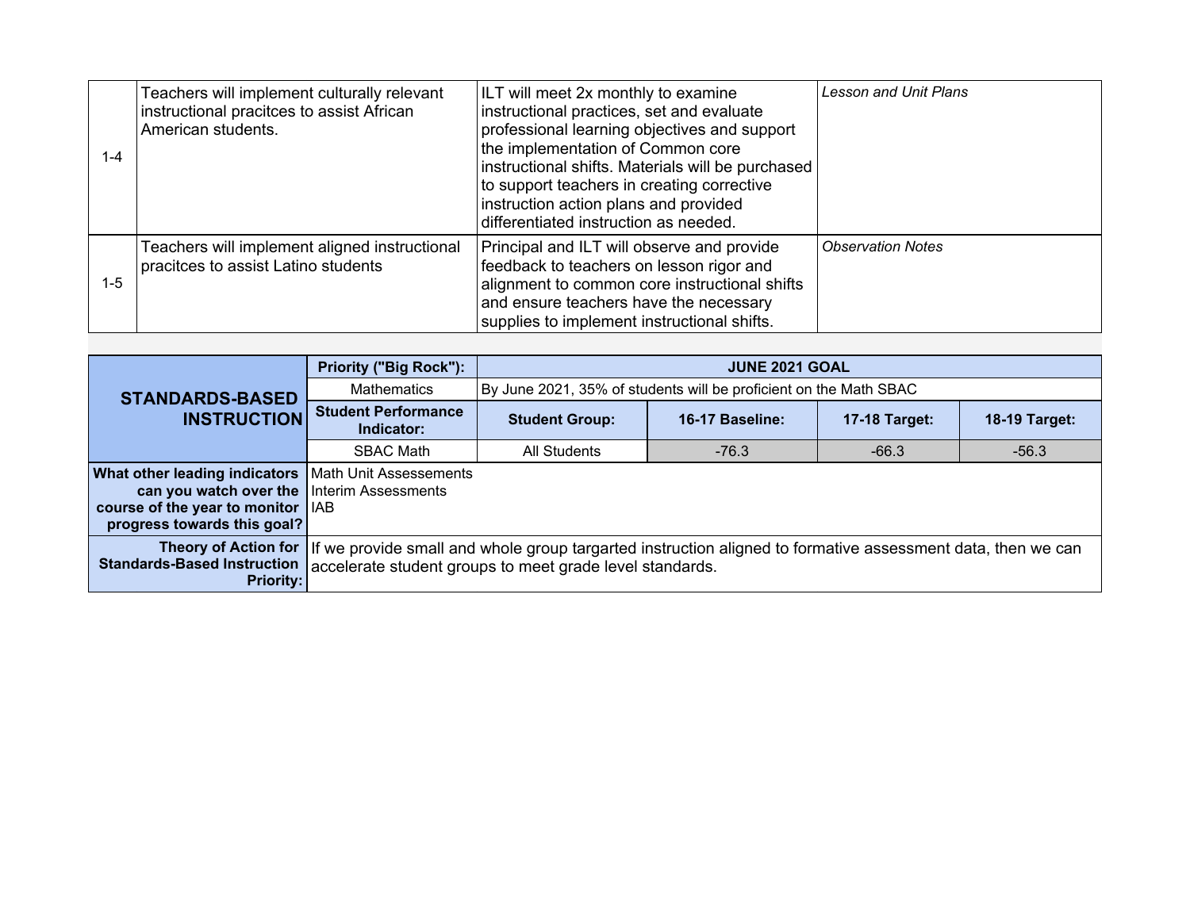| | | | |
|---|---|---|---|
| 1-4 | Teachers will implement culturally relevant instructional pracitces to assist African American students. | ILT will meet 2x monthly to examine instructional practices, set and evaluate professional learning objectives and support the implementation of Common core instructional shifts. Materials will be purchased to support teachers in creating corrective instruction action plans and provided differentiated instruction as needed. | *Lesson and Unit Plans* |
| 1-5 | Teachers will implement aligned instructional pracitces to assist Latino students | Principal and ILT will observe and provide feedback to teachers on lesson rigor and alignment to common core instructional shifts and ensure teachers have the necessary supplies to implement instructional shifts. | *Observation Notes* |

| **STANDARDS-BASED INSTRUCTION** | **Priority ("Big Rock"):** | **JUNE 2021 GOAL** | | | |
|---|---|---|---|---|---|
| | Mathematics | By June 2021, 35% of students will be proficient on the Math SBAC | | | |
| | **Student Performance Indicator:** | **Student Group:** | **16-17 Baseline:** | **17-18 Target:** | **18-19 Target:** |
| | SBAC Math | All Students | -76.3 | -66.3 | -56.3 |
| **What other leading indicators can you watch over the course of the year to monitor progress towards this goal?** | Math Unit Assessements<br>Interim Assessments<br>IAB | | | | |
| **Theory of Action for Standards-Based Instruction Priority:** | If we provide small and whole group targarted instruction aligned to formative assessment data, then we can accelerate student groups to meet grade level standards. | | | | |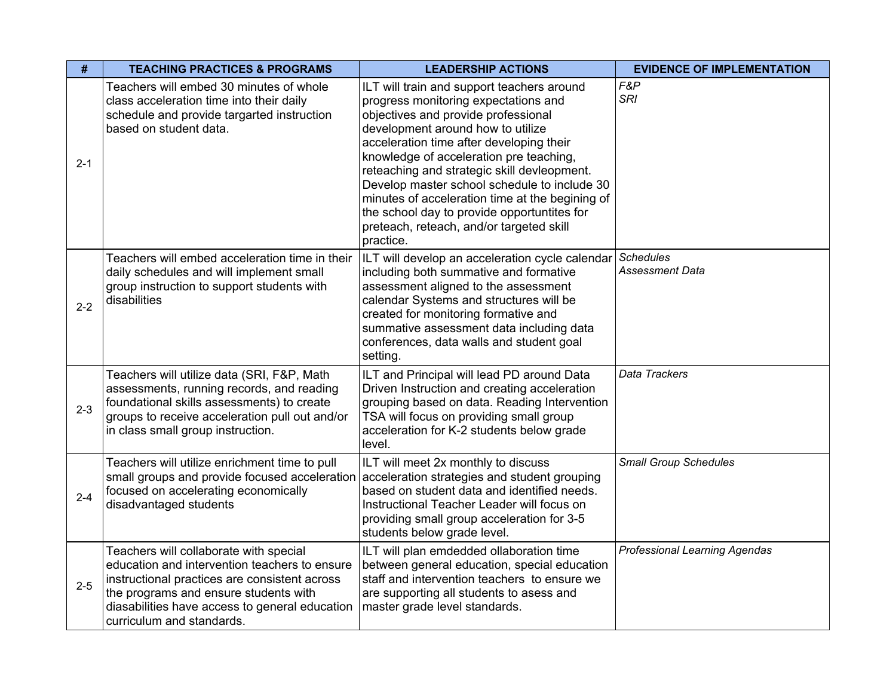| # | TEACHING PRACTICES & PROGRAMS | LEADERSHIP ACTIONS | EVIDENCE OF IMPLEMENTATION |
|---|---|---|---|
| 2-1 | Teachers will embed 30 minutes of whole class acceleration time into their daily schedule and provide targarted instruction based on student data. | ILT will train and support teachers around progress monitoring expectations and objectives and provide professional development around how to utilize acceleration time after developing their knowledge of acceleration pre teaching, reteaching and strategic skill devleopment. Develop master school schedule to include 30 minutes of acceleration time at the begining of the school day to provide opportuntites for preteach, reteach, and/or targeted skill practice. | *F&P*<br>*SRI* |
| 2-2 | Teachers will embed acceleration time in their daily schedules and will implement small group instruction to support students with disabilities | ILT will develop an acceleration cycle calendar including both summative and formative assessment aligned to the assessment calendar Systems and structures will be created for monitoring formative and summative assessment data including data conferences, data walls and student goal setting. | *Schedules*<br>*Assessment Data* |
| 2-3 | Teachers will utilize data (SRI, F&P, Math assessments, running records, and reading foundational skills assessments) to create groups to receive acceleration pull out and/or in class small group instruction. | ILT and Principal will lead PD around Data Driven Instruction and creating acceleration grouping based on data. Reading Intervention TSA will focus on providing small group acceleration for K-2 students below grade level. | *Data Trackers* |
| 2-4 | Teachers will utilize enrichment time to pull small groups and provide focused acceleration focused on accelerating economically disadvantaged students | ILT will meet 2x monthly to discuss acceleration strategies and student grouping based on student data and identified needs. Instructional Teacher Leader will focus on providing small group acceleration for 3-5 students below grade level. | *Small Group Schedules* |
| 2-5 | Teachers will collaborate with special education and intervention teachers to ensure instructional practices are consistent across the programs and ensure students with diasabilities have access to general education curriculum and standards. | ILT will plan emdedded ollaboration time between general education, special education staff and intervention teachers to ensure we are supporting all students to asess and master grade level standards. | *Professional Learning Agendas* |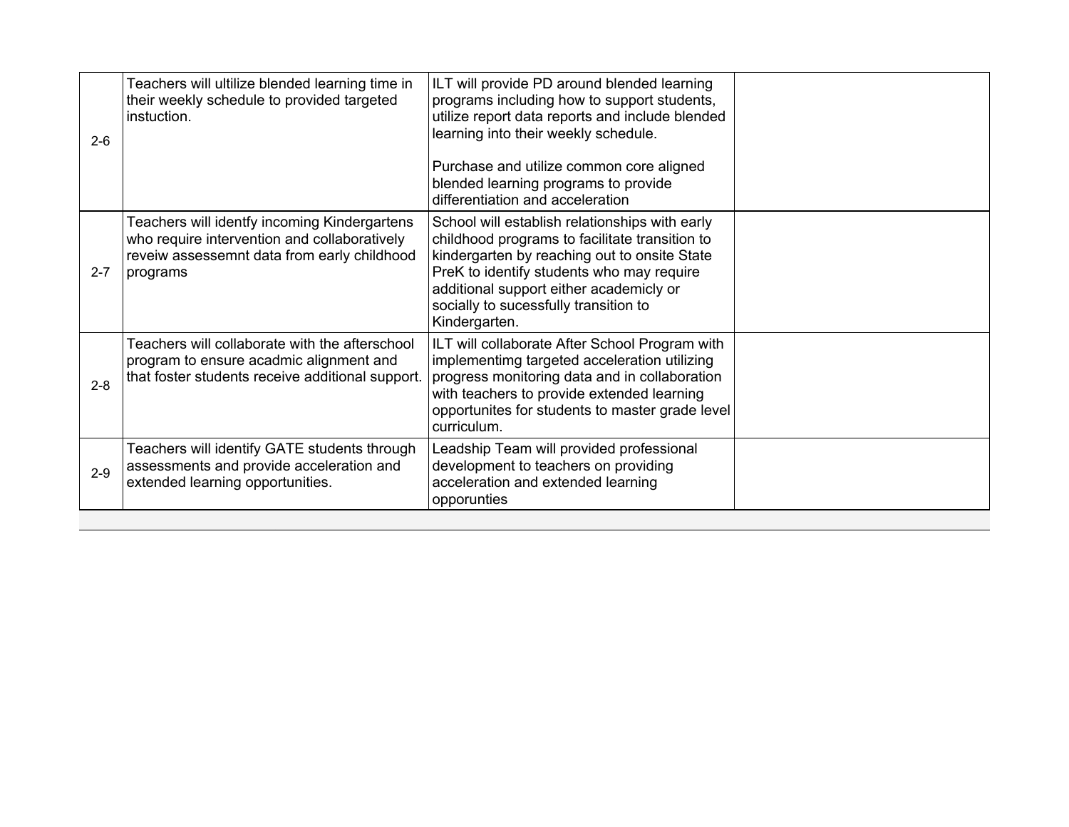| | | | |
|---|---|---|---|
| 2-6 | Teachers will ultilize blended learning time in their weekly schedule to provided targeted instuction. | ILT will provide PD around blended learning programs including how to support students, utilize report data reports and include blended learning into their weekly schedule.<br><br>Purchase and utilize common core aligned blended learning programs to provide differentiation and acceleration | |
| 2-7 | Teachers will identfy incoming Kindergartens who require intervention and collaboratively reveiw assessemnt data from early childhood programs | School will establish relationships with early childhood programs to facilitate transition to kindergarten by reaching out to onsite State PreK to identify students who may require additional support either academicly or socially to sucessfully transition to Kindergarten. | |
| 2-8 | Teachers will collaborate with the afterschool program to ensure acadmic alignment and that foster students receive additional support. | ILT will collaborate After School Program with implementimg targeted acceleration utilizing progress monitoring data and in collaboration with teachers to provide extended learning opportunites for students to master grade level curriculum. | |
| 2-9 | Teachers will identify GATE students through assessments and provide acceleration and extended learning opportunities. | Leadship Team will provided professional development to teachers on providing acceleration and extended learning opporunties | |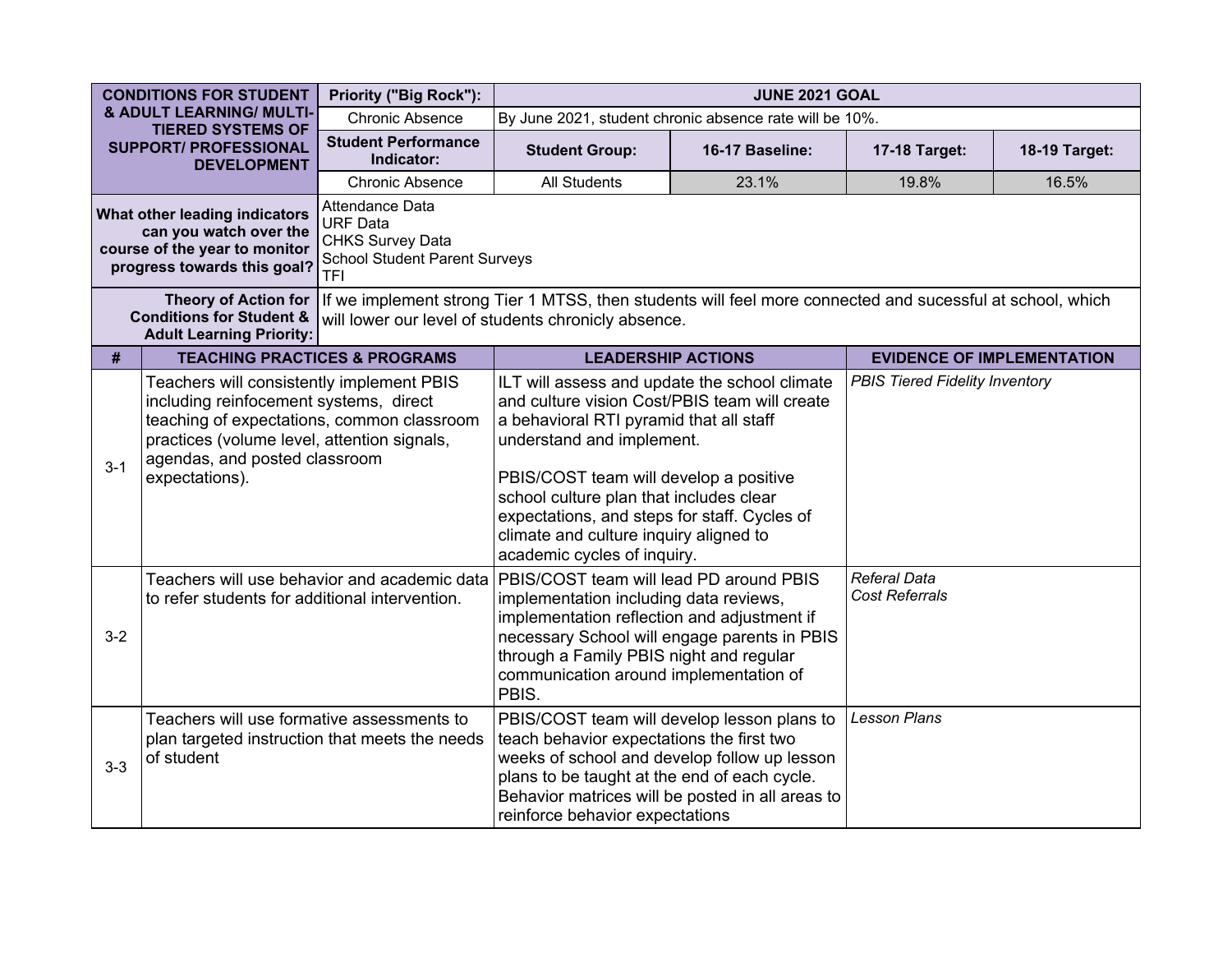| CONDITIONS FOR STUDENT & ADULT LEARNING/ MULTI-TIERED SYSTEMS OF SUPPORT/ PROFESSIONAL DEVELOPMENT | Priority ("Big Rock"): | JUNE 2021 GOAL | | | |
|---|---|---|---|---|---|
| | Chronic Absence | By June 2021, student chronic absence rate will be 10%. | | | |
| | **Student Performance Indicator:** | **Student Group:** | **16-17 Baseline:** | **17-18 Target:** | **18-19 Target:** |
| | Chronic Absence | All Students | 23.1% | 19.8% | 16.5% |

| **What other leading indicators can you watch over the course of the year to monitor progress towards this goal?** | Attendance Data<br>URF Data<br>CHKS Survey Data<br>School Student Parent Surveys<br>TFI |
|---|---|
| **Theory of Action for Conditions for Student & Adult Learning Priority:** | If we implement strong Tier 1 MTSS, then students will feel more connected and sucessful at school, which will lower our level of students chronicly absence. |

| # | TEACHING PRACTICES & PROGRAMS | LEADERSHIP ACTIONS | EVIDENCE OF IMPLEMENTATION |
|---|---|---|---|
| 3-1 | Teachers will consistently implement PBIS including reinfocement systems, direct teaching of expectations, common classroom practices (volume level, attention signals, agendas, and posted classroom expectations). | ILT will assess and update the school climate and culture vision Cost/PBIS team will create a behavioral RTI pyramid that all staff understand and implement.<br><br>PBIS/COST team will develop a positive school culture plan that includes clear expectations, and steps for staff. Cycles of climate and culture inquiry aligned to academic cycles of inquiry. | *PBIS Tiered Fidelity Inventory* |
| 3-2 | Teachers will use behavior and academic data to refer students for additional intervention. | PBIS/COST team will lead PD around PBIS implementation including data reviews, implementation reflection and adjustment if necessary School will engage parents in PBIS through a Family PBIS night and regular communication around implementation of PBIS. | *Referal Data*<br>*Cost Referrals* |
| 3-3 | Teachers will use formative assessments to plan targeted instruction that meets the needs of student | PBIS/COST team will develop lesson plans to teach behavior expectations the first two weeks of school and develop follow up lesson plans to be taught at the end of each cycle. Behavior matrices will be posted in all areas to reinforce behavior expectations | *Lesson Plans* |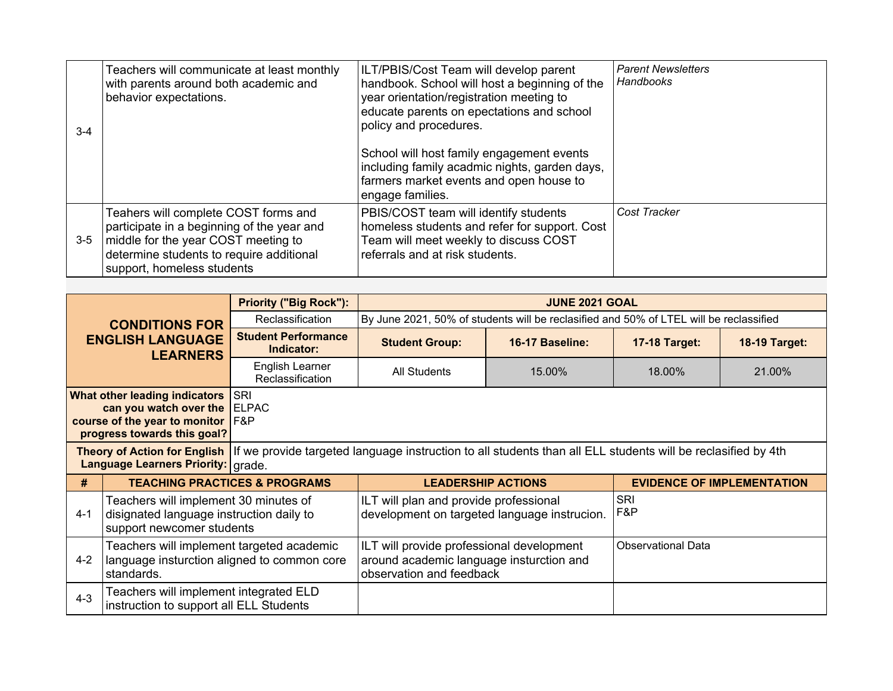| | | | |
|---|---|---|---|
| 3-4 | Teachers will communicate at least monthly with parents around both academic and behavior expectations. | ILT/PBIS/Cost Team will develop parent handbook. School will host a beginning of the year orientation/registration meeting to educate parents on epectations and school policy and procedures.<br><br>School will host family engagement events including family acadmic nights, garden days, farmers market events and open house to engage families. | *Parent Newsletters*<br>*Handbooks* |
| 3-5 | Teahers will complete COST forms and participate in a beginning of the year and middle for the year COST meeting to determine students to require additional support, homeless students | PBIS/COST team will identify students homeless students and refer for support. Cost Team will meet weekly to discuss COST referrals and at risk students. | *Cost Tracker* |

| **CONDITIONS FOR ENGLISH LANGUAGE LEARNERS** | **Priority ("Big Rock"):** | **JUNE 2021 GOAL** | | | |
|---|---|---|---|---|---|
| | Reclassification | By June 2021, 50% of students will be reclasified and 50% of LTEL will be reclassified | | | |
| | **Student Performance Indicator:** | **Student Group:** | **16-17 Baseline:** | **17-18 Target:** | **18-19 Target:** |
| | English Learner Reclassification | All Students | 15.00% | 18.00% | 21.00% |
| **What other leading indicators can you watch over the course of the year to monitor progress towards this goal?** | SRI<br>ELPAC<br>F&P | | | | |
| **Theory of Action for English Language Learners Priority:** | If we provide targeted language instruction to all students than all ELL students will be reclasified by 4th grade. | | | | |

| # | TEACHING PRACTICES & PROGRAMS | LEADERSHIP ACTIONS | EVIDENCE OF IMPLEMENTATION |
|---|---|---|---|
| 4-1 | Teachers will implement 30 minutes of disignated language instruction daily to support newcomer students | ILT will plan and provide professional development on targeted language instrucion. | SRI<br>F&P |
| 4-2 | Teachers will implement targeted academic language insturction aligned to common core standards. | ILT will provide professional development around academic language insturction and observation and feedback | Observational Data |
| 4-3 | Teachers will implement integrated ELD instruction to support all ELL Students | | |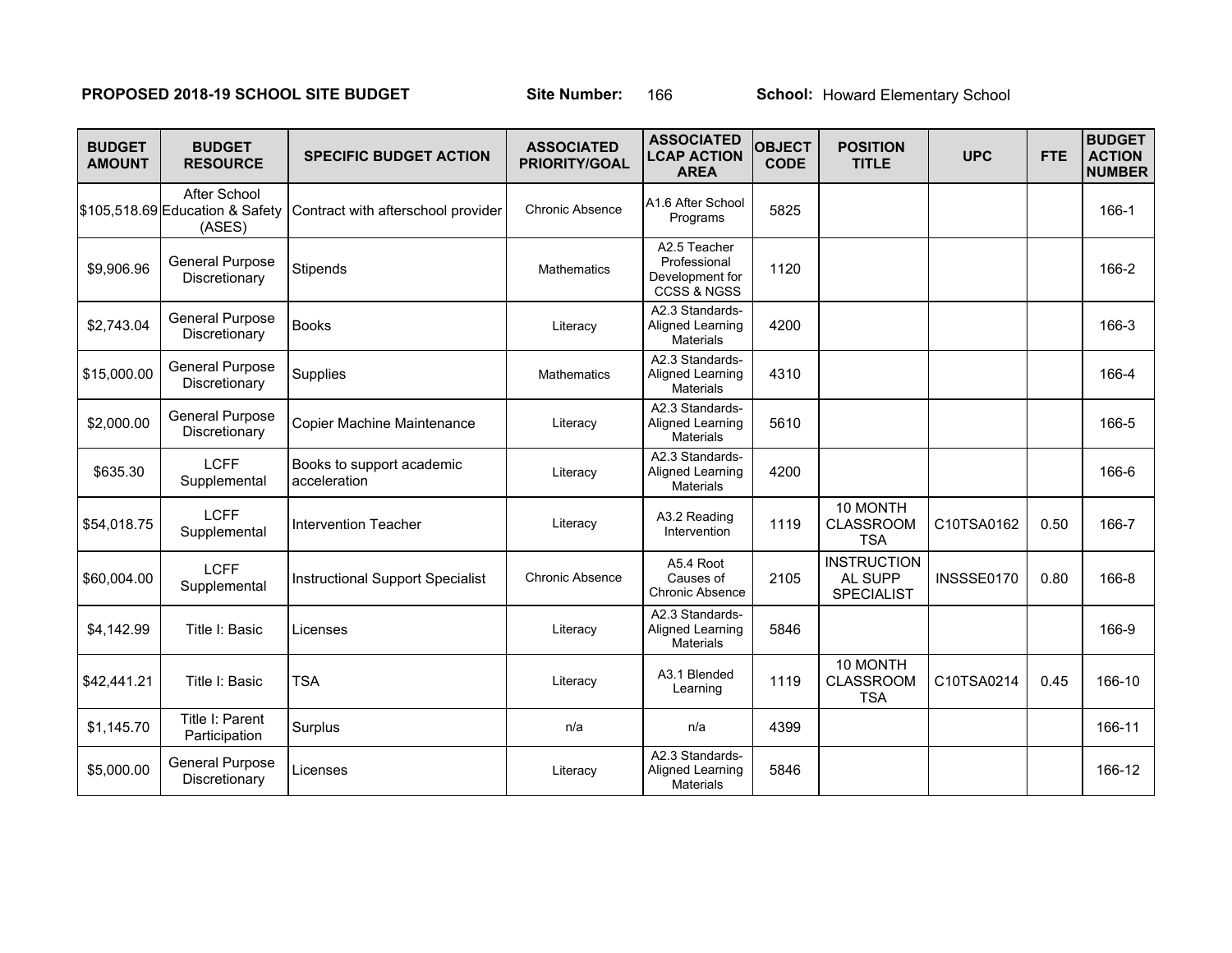**PROPOSED 2018-19 SCHOOL SITE BUDGET** **Site Number:** 166 **School:** Howard Elementary School

| BUDGET AMOUNT | BUDGET RESOURCE | SPECIFIC BUDGET ACTION | ASSOCIATED PRIORITY/GOAL | ASSOCIATED LCAP ACTION AREA | OBJECT CODE | POSITION TITLE | UPC | FTE | BUDGET ACTION NUMBER |
|---|---|---|---|---|---|---|---|---|---|
| $105,518.69 | After School Education & Safety (ASES) | Contract with afterschool provider | Chronic Absence | A1.6 After School Programs | 5825 | | | | 166-1 |
| $9,906.96 | General Purpose Discretionary | Stipends | Mathematics | A2.5 Teacher Professional Development for CCSS & NGSS | 1120 | | | | 166-2 |
| $2,743.04 | General Purpose Discretionary | Books | Literacy | A2.3 Standards-Aligned Learning Materials | 4200 | | | | 166-3 |
| $15,000.00 | General Purpose Discretionary | Supplies | Mathematics | A2.3 Standards-Aligned Learning Materials | 4310 | | | | 166-4 |
| $2,000.00 | General Purpose Discretionary | Copier Machine Maintenance | Literacy | A2.3 Standards-Aligned Learning Materials | 5610 | | | | 166-5 |
| $635.30 | LCFF Supplemental | Books to support academic acceleration | Literacy | A2.3 Standards-Aligned Learning Materials | 4200 | | | | 166-6 |
| $54,018.75 | LCFF Supplemental | Intervention Teacher | Literacy | A3.2 Reading Intervention | 1119 | 10 MONTH CLASSROOM TSA | C10TSA0162 | 0.50 | 166-7 |
| $60,004.00 | LCFF Supplemental | Instructional Support Specialist | Chronic Absence | A5.4 Root Causes of Chronic Absence | 2105 | INSTRUCTIONAL SUPP SPECIALIST | INSSSE0170 | 0.80 | 166-8 |
| $4,142.99 | Title I: Basic | Licenses | Literacy | A2.3 Standards-Aligned Learning Materials | 5846 | | | | 166-9 |
| $42,441.21 | Title I: Basic | TSA | Literacy | A3.1 Blended Learning | 1119 | 10 MONTH CLASSROOM TSA | C10TSA0214 | 0.45 | 166-10 |
| $1,145.70 | Title I: Parent Participation | Surplus | n/a | n/a | 4399 | | | | 166-11 |
| $5,000.00 | General Purpose Discretionary | Licenses | Literacy | A2.3 Standards-Aligned Learning Materials | 5846 | | | | 166-12 |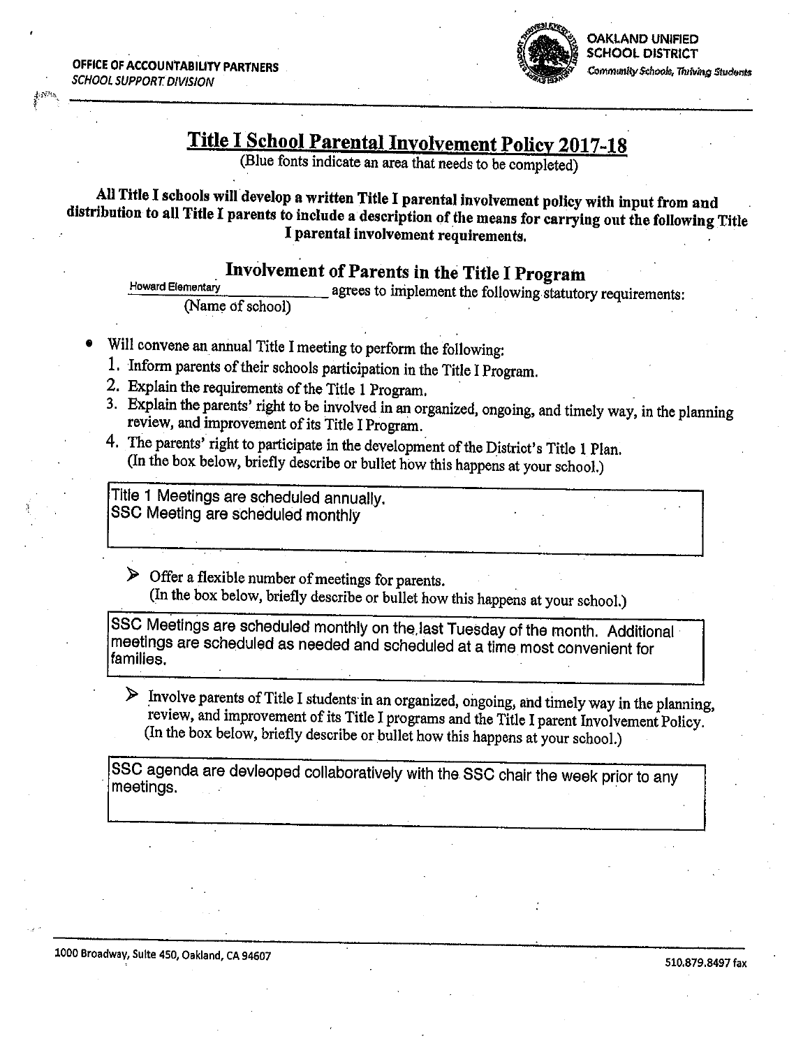OFFICE OF ACCOUNTABILITY PARTNERS
*SCHOOL SUPPORT DIVISION*

OAKLAND UNIFIED SCHOOL DISTRICT
*Community Schools, Thriving Students*

# Title I School Parental Involvement Policy 2017-18

(Blue fonts indicate an area that needs to be completed)

**All Title I schools will develop a written Title I parental involvement policy with input from and distribution to all Title I parents to include a description of the means for carrying out the following Title I parental involvement requirements.**

## Involvement of Parents in the Title I Program

Howard Elementary agrees to implement the following statutory requirements:
(Name of school)

- Will convene an annual Title I meeting to perform the following:
  1. Inform parents of their schools participation in the Title I Program.
  2. Explain the requirements of the Title 1 Program.
  3. Explain the parents' right to be involved in an organized, ongoing, and timely way, in the planning review, and improvement of its Title I Program.
  4. The parents' right to participate in the development of the District's Title 1 Plan.
     (In the box below, briefly describe or bullet how this happens at your school.)

> Title 1 Meetings are scheduled annually.
> SSC Meeting are scheduled monthly

- Offer a flexible number of meetings for parents.
  (In the box below, briefly describe or bullet how this happens at your school.)

> SSC Meetings are scheduled monthly on the last Tuesday of the month. Additional meetings are scheduled as needed and scheduled at a time most convenient for families.

- Involve parents of Title I students in an organized, ongoing, and timely way in the planning, review, and improvement of its Title I programs and the Title I parent Involvement Policy.
  (In the box below, briefly describe or bullet how this happens at your school.)

> SSC agenda are devleoped collaboratively with the SSC chair the week prior to any meetings.

1000 Broadway, Suite 450, Oakland, CA 94607 — 510.879.8497 fax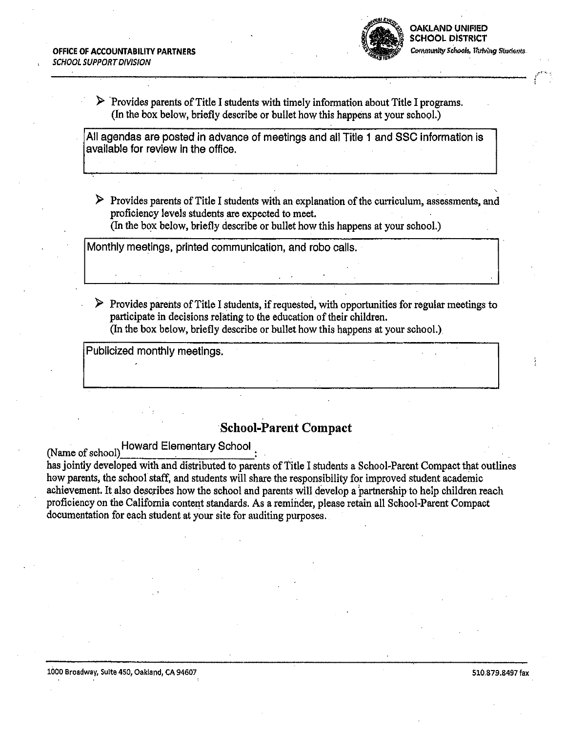- Provides parents of Title I students with timely information about Title I programs. (In the box below, briefly describe or bullet how this happens at your school.)

> All agendas are posted in advance of meetings and all Title 1 and SSC information is available for review in the office.

- Provides parents of Title I students with an explanation of the curriculum, assessments, and proficiency levels students are expected to meet. (In the box below, briefly describe or bullet how this happens at your school.)

> Monthly meetings, printed communication, and robo calls.

- Provides parents of Title I students, if requested, with opportunities for regular meetings to participate in decisions relating to the education of their children. (In the box below, briefly describe or bullet how this happens at your school.)

> Publicized monthly meetings.

## School-Parent Compact

(Name of school) Howard Elementary School:
has jointly developed with and distributed to parents of Title I students a School-Parent Compact that outlines how parents, the school staff, and students will share the responsibility for improved student academic achievement. It also describes how the school and parents will develop a partnership to help children reach proficiency on the California content standards. As a reminder, please retain all School-Parent Compact documentation for each student at your site for auditing purposes.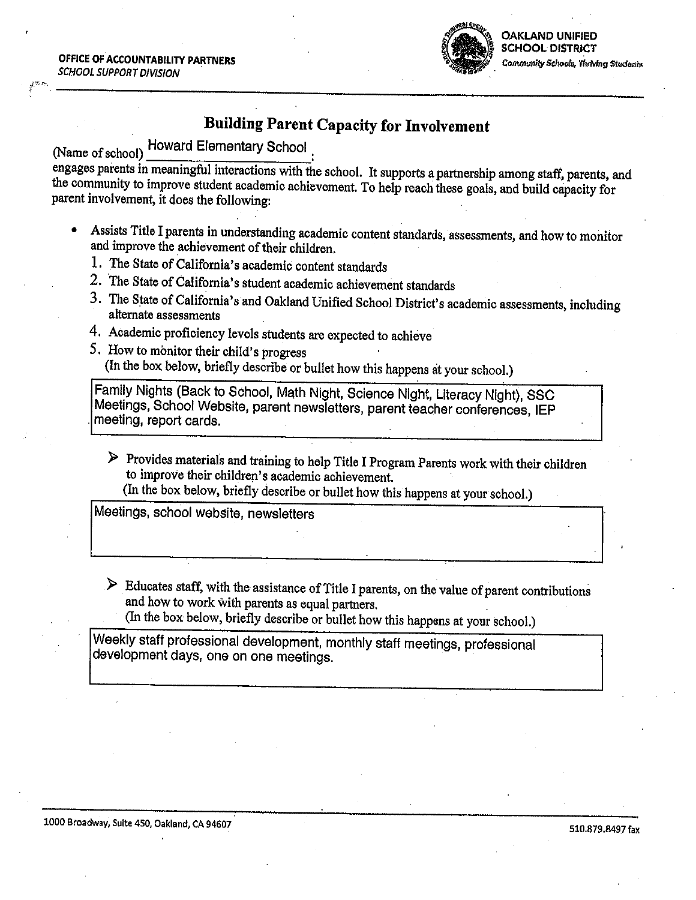**OFFICE OF ACCOUNTABILITY PARTNERS**
*SCHOOL SUPPORT DIVISION*

**OAKLAND UNIFIED SCHOOL DISTRICT**
*Community Schools, Thriving Students*

## Building Parent Capacity for Involvement

(Name of school) Howard Elementary School:
engages parents in meaningful interactions with the school. It supports a partnership among staff, parents, and the community to improve student academic achievement. To help reach these goals, and build capacity for parent involvement, it does the following:

- Assists Title I parents in understanding academic content standards, assessments, and how to monitor and improve the achievement of their children.
  1. The State of California's academic content standards
  2. The State of California's student academic achievement standards
  3. The State of California's and Oakland Unified School District's academic assessments, including alternate assessments
  4. Academic proficiency levels students are expected to achieve
  5. How to monitor their child's progress

  (In the box below, briefly describe or bullet how this happens at your school.)

  > Family Nights (Back to School, Math Night, Science Night, Literacy Night), SSC Meetings, School Website, parent newsletters, parent teacher conferences, IEP meeting, report cards.

  - Provides materials and training to help Title I Program Parents work with their children to improve their children's academic achievement.
    (In the box below, briefly describe or bullet how this happens at your school.)

  > Meetings, school website, newsletters

  - Educates staff, with the assistance of Title I parents, on the value of parent contributions and how to work with parents as equal partners.
    (In the box below, briefly describe or bullet how this happens at your school.)

  > Weekly staff professional development, monthly staff meetings, professional development days, one on one meetings.

1000 Broadway, Suite 450, Oakland, CA 94607

510.879.8497 fax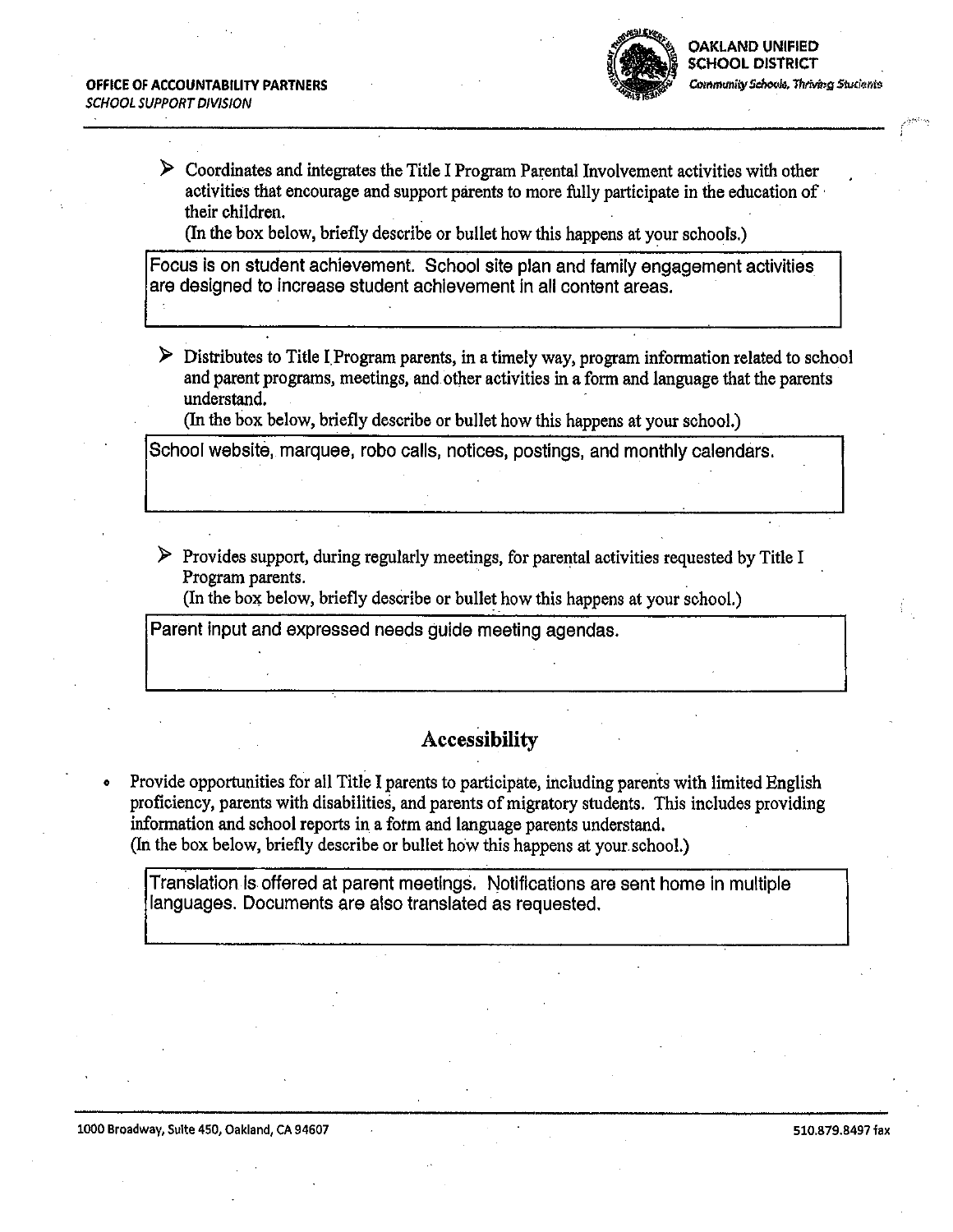- Coordinates and integrates the Title I Program Parental Involvement activities with other activities that encourage and support parents to more fully participate in the education of their children.
  (In the box below, briefly describe or bullet how this happens at your schools.)

| Focus is on student achievement. School site plan and family engagement activities are designed to increase student achievement in all content areas. |
|---|

- Distributes to Title I Program parents, in a timely way, program information related to school and parent programs, meetings, and other activities in a form and language that the parents understand.
  (In the box below, briefly describe or bullet how this happens at your school.)

| School website, marquee, robo calls, notices, postings, and monthly calendars. |
|---|

- Provides support, during regularly meetings, for parental activities requested by Title I Program parents.
  (In the box below, briefly describe or bullet how this happens at your school.)

| Parent input and expressed needs guide meeting agendas. |
|---|

## Accessibility

- Provide opportunities for all Title I parents to participate, including parents with limited English proficiency, parents with disabilities, and parents of migratory students. This includes providing information and school reports in a form and language parents understand.
  (In the box below, briefly describe or bullet how this happens at your school.)

| Translation is offered at parent meetings. Notifications are sent home in multiple languages. Documents are also translated as requested. |
|---|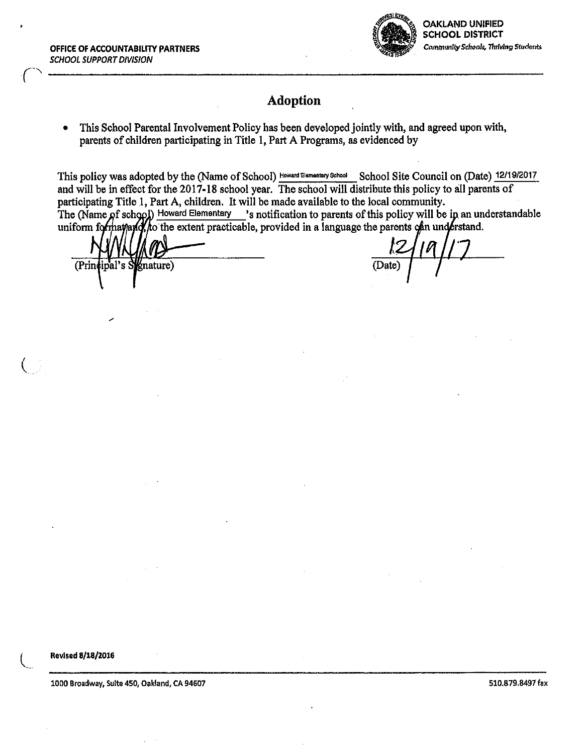OFFICE OF ACCOUNTABILITY PARTNERS
*SCHOOL SUPPORT DIVISION*

**OAKLAND UNIFIED SCHOOL DISTRICT**
*Community Schools, Thriving Students*

# Adoption

- This School Parental Involvement Policy has been developed jointly with, and agreed upon with, parents of children participating in Title 1, Part A Programs, as evidenced by

This policy was adopted by the (Name of School) Howard Elementary School School Site Council on (Date) 12/19/2017 and will be in effect for the 2017-18 school year. The school will distribute this policy to all parents of participating Title 1, Part A, children. It will be made available to the local community.
The (Name of school) Howard Elementary 's notification to parents of this policy will be in an understandable uniform format and, to the extent practicable, provided in a language the parents can understand.

(Principal's Signature)

12/19/17
(Date)

Revised 8/18/2016

1000 Broadway, Suite 450, Oakland, CA 94607

510.879.8497 fax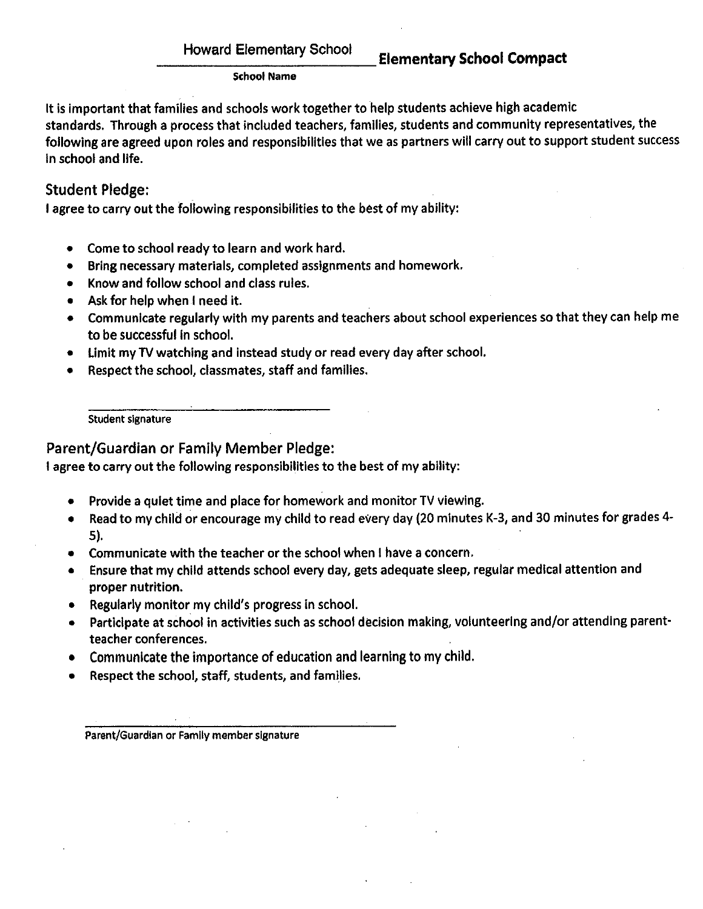Howard Elementary School **Elementary School Compact**

School Name

It is important that families and schools work together to help students achieve high academic standards. Through a process that included teachers, families, students and community representatives, the following are agreed upon roles and responsibilities that we as partners will carry out to support student success in school and life.

## Student Pledge:

I agree to carry out the following responsibilities to the best of my ability:

- Come to school ready to learn and work hard.
- Bring necessary materials, completed assignments and homework.
- Know and follow school and class rules.
- Ask for help when I need it.
- Communicate regularly with my parents and teachers about school experiences so that they can help me to be successful in school.
- Limit my TV watching and instead study or read every day after school.
- Respect the school, classmates, staff and families.

\_\_\_\_\_\_\_\_\_\_\_\_\_\_\_\_\_\_\_\_\_\_\_\_\_\_\_\_\_\_\_\_\_\_\_\_\_\_

Student signature

## Parent/Guardian or Family Member Pledge:

I agree to carry out the following responsibilities to the best of my ability:

- Provide a quiet time and place for homework and monitor TV viewing.
- Read to my child or encourage my child to read every day (20 minutes K-3, and 30 minutes for grades 4-5).
- Communicate with the teacher or the school when I have a concern.
- Ensure that my child attends school every day, gets adequate sleep, regular medical attention and proper nutrition.
- Regularly monitor my child's progress in school.
- Participate at school in activities such as school decision making, volunteering and/or attending parent-teacher conferences.
- Communicate the importance of education and learning to my child.
- Respect the school, staff, students, and families.

\_\_\_\_\_\_\_\_\_\_\_\_\_\_\_\_\_\_\_\_\_\_\_\_\_\_\_\_\_\_\_\_\_\_\_\_\_\_\_\_\_\_\_\_\_\_\_\_

Parent/Guardian or Family member signature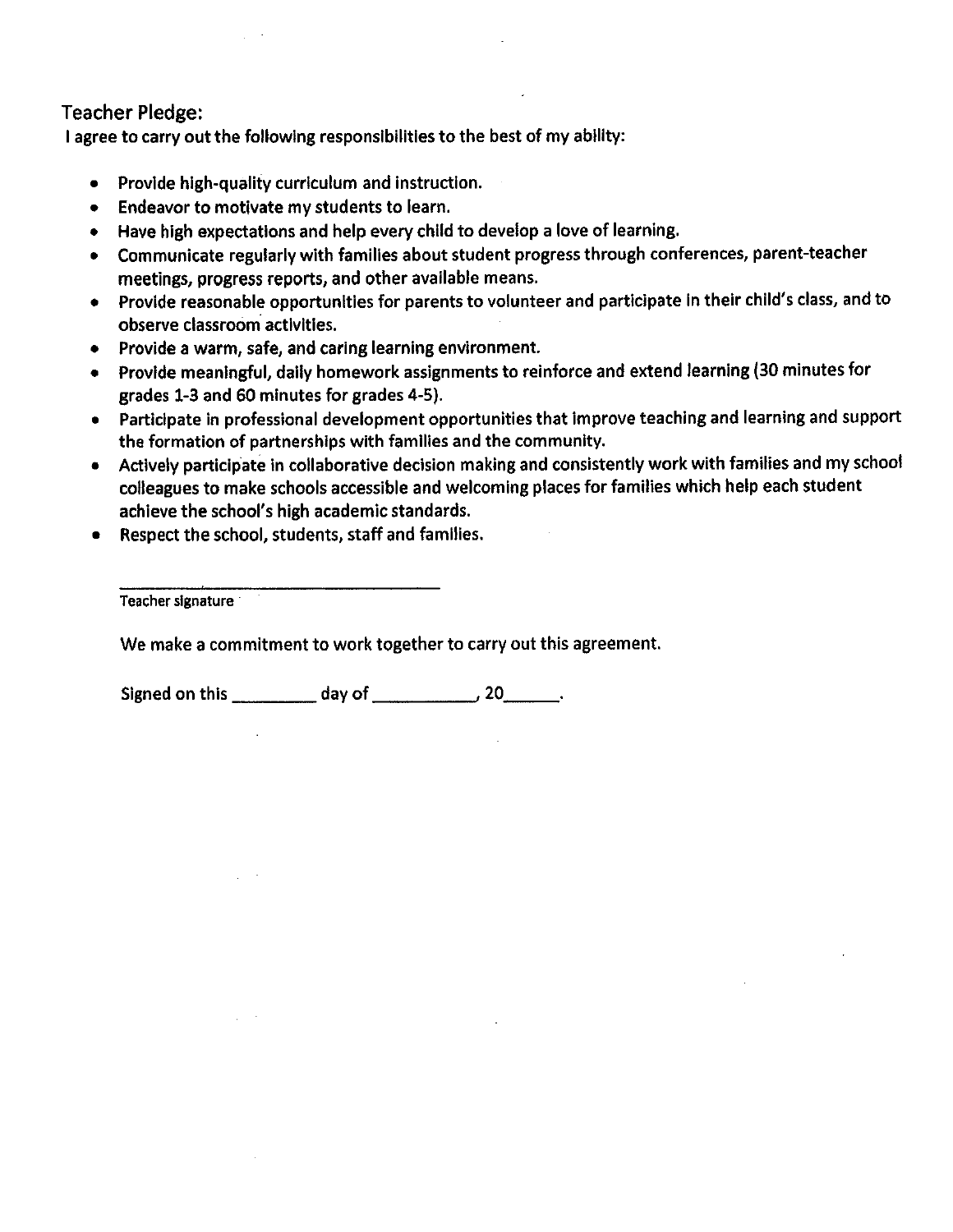## Teacher Pledge:

**I agree to carry out the following responsibilities to the best of my ability:**

- **Provide high-quality curriculum and instruction.**
- **Endeavor to motivate my students to learn.**
- **Have high expectations and help every child to develop a love of learning.**
- **Communicate regularly with families about student progress through conferences, parent-teacher meetings, progress reports, and other available means.**
- **Provide reasonable opportunities for parents to volunteer and participate in their child's class, and to observe classroom activities.**
- **Provide a warm, safe, and caring learning environment.**
- **Provide meaningful, daily homework assignments to reinforce and extend learning (30 minutes for grades 1-3 and 60 minutes for grades 4-5).**
- **Participate in professional development opportunities that improve teaching and learning and support the formation of partnerships with families and the community.**
- **Actively participate in collaborative decision making and consistently work with families and my school colleagues to make schools accessible and welcoming places for families which help each student achieve the school's high academic standards.**
- **Respect the school, students, staff and families.**

______________________________
Teacher signature

We make a commitment to work together to carry out this agreement.

Signed on this _________ day of ___________, 20______.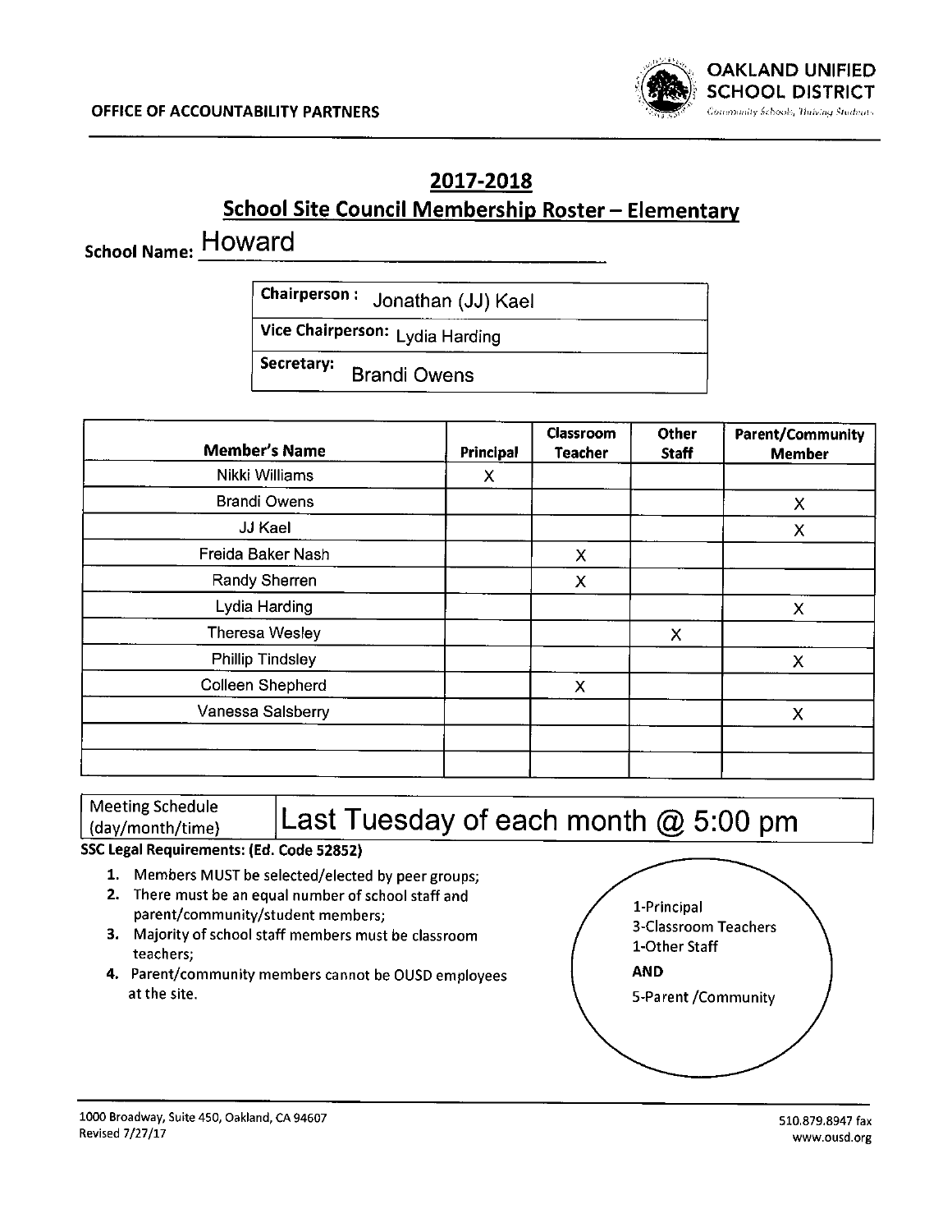**OFFICE OF ACCOUNTABILITY PARTNERS**

**OAKLAND UNIFIED SCHOOL DISTRICT**
*Community Schools, Thriving Students*

## 2017-2018

## School Site Council Membership Roster – Elementary

**School Name:** Howard

| | |
|---|---|
| **Chairperson :** | Jonathan (JJ) Kael |
| **Vice Chairperson:** | Lydia Harding |
| **Secretary:** | Brandi Owens |

| Member's Name | Principal | Classroom Teacher | Other Staff | Parent/Community Member |
|---|---|---|---|---|
| Nikki Williams | X | | | |
| Brandi Owens | | | | X |
| JJ Kael | | | | X |
| Freida Baker Nash | | X | | |
| Randy Sherren | | X | | |
| Lydia Harding | | | | X |
| Theresa Wesley | | | X | |
| Phillip Tindsley | | | | X |
| Colleen Shepherd | | X | | |
| Vanessa Salsberry | | | | X |
| | | | | |
| | | | | |

| | |
|---|---|
| Meeting Schedule (day/month/time) | Last Tuesday of each month @ 5:00 pm |

**SSC Legal Requirements: (Ed. Code 52852)**

1. Members MUST be selected/elected by peer groups;
2. There must be an equal number of school staff and parent/community/student members;
3. Majority of school staff members must be classroom teachers;
4. Parent/community members cannot be OUSD employees at the site.

1-Principal
3-Classroom Teachers
1-Other Staff
**AND**
5-Parent /Community

1000 Broadway, Suite 450, Oakland, CA 94607
Revised 7/27/17

510.879.8947 fax
www.ousd.org